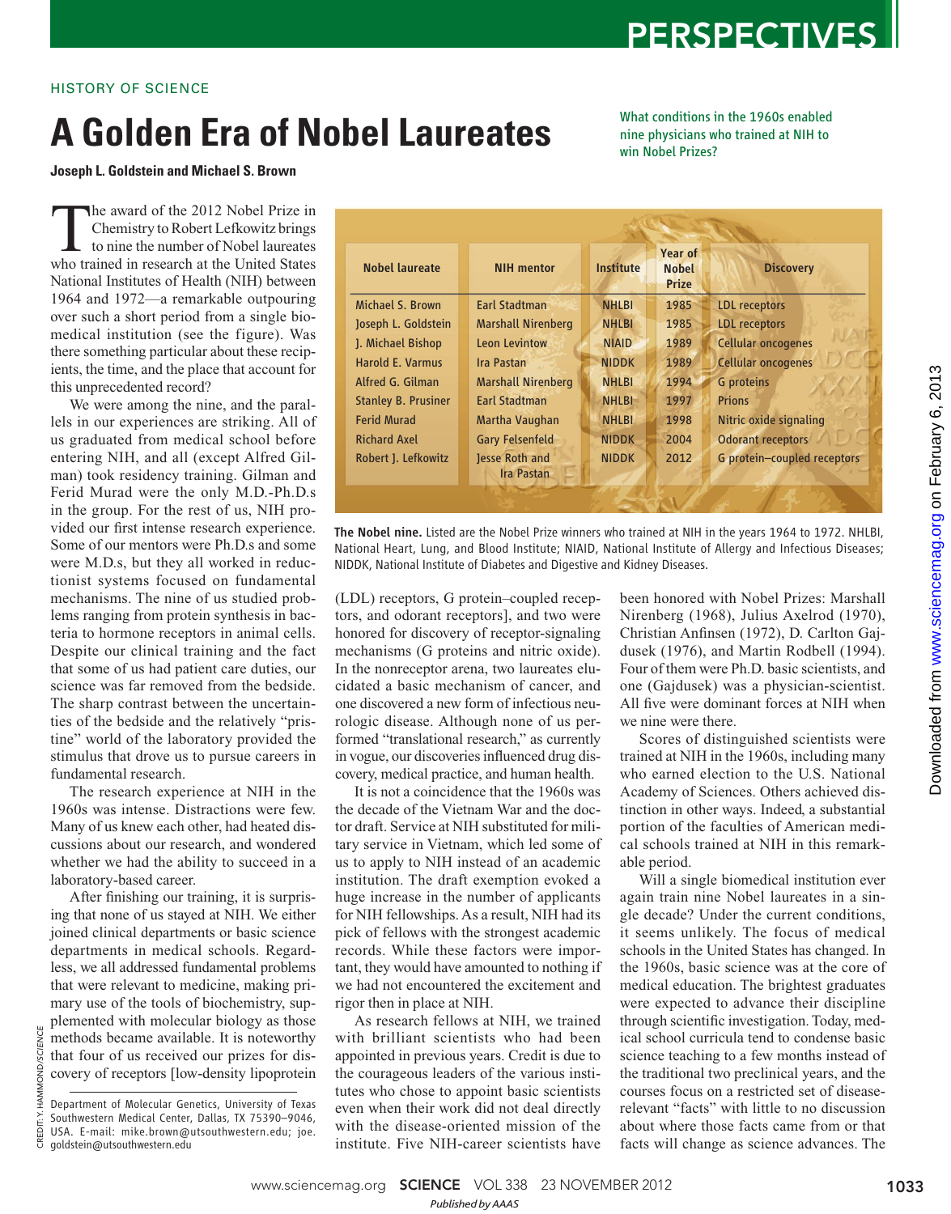HISTORY OF SCIENCE

# A Golden Era of Nobel Laureates

What conditions in the 1960s enabled nine physicians who trained at NIH to win Nobel Prizes?

**Joseph L. Goldstein and Michael S. Brown**

The award of the 2012 Nobel Prize in Chemistry to Robert Lefkowitz brings to nine the number of Nobel laureates who trained in research at the United States National Institutes of Health (NIH) between 1964 and 1972—a remarkable outpouring over such a short period from a single biomedical institution (see the figure). Was there something particular about these recipients, the time, and the place that account for this unprecedented record?

We were among the nine, and the parallels in our experiences are striking. All of us graduated from medical school before entering NIH, and all (except Alfred Gilman) took residency training. Gilman and Ferid Murad were the only M.D.-Ph.D.s in the group. For the rest of us, NIH provided our first intense research experience. Some of our mentors were Ph.D.s and some were M.D.s, but they all worked in reductionist systems focused on fundamental mechanisms. The nine of us studied problems ranging from protein synthesis in bacteria to hormone receptors in animal cells. Despite our clinical training and the fact that some of us had patient care duties, our science was far removed from the bedside. The sharp contrast between the uncertainties of the bedside and the relatively "pristine" world of the laboratory provided the stimulus that drove us to pursue careers in fundamental research.

The research experience at NIH in the 1960s was intense. Distractions were few. Many of us knew each other, had heated discussions about our research, and wondered whether we had the ability to succeed in a laboratory-based career.

After finishing our training, it is surprising that none of us stayed at NIH. We either joined clinical departments or basic science departments in medical schools. Regardless, we all addressed fundamental problems that were relevant to medicine, making primary use of the tools of biochemistry, supplemented with molecular biology as those methods became available. It is noteworthy that four of us received our prizes for discovery of receptors [low-density lipoprotein (LDL) receptors, G protein–coupled receptors, and odorant receptors], and two were honored for discovery of receptor-signaling mechanisms (G proteins and nitric oxide). In the nonreceptor arena, two laureates elucidated a basic mechanism of cancer, and one discovered a new form of infectious neurologic disease. Although none of us performed "translational research," as currently in vogue, our discoveries influenced drug discovery, medical practice, and human health.

| Nobel laureate | NIH mentor | Institute | Year of Nobel Prize | Discovery |
|---|---|---|---|---|
| Michael S. Brown | Earl Stadtman | NHLBI | 1985 | LDL receptors |
| Joseph L. Goldstein | Marshall Nirenberg | NHLBI | 1985 | LDL receptors |
| J. Michael Bishop | Leon Levintow | NIAID | 1989 | Cellular oncogenes |
| Harold E. Varmus | Ira Pastan | NIDDK | 1989 | Cellular oncogenes |
| Alfred G. Gilman | Marshall Nirenberg | NHLBI | 1994 | G proteins |
| Stanley B. Prusiner | Earl Stadtman | NHLBI | 1997 | Prions |
| Ferid Murad | Martha Vaughan | NHLBI | 1998 | Nitric oxide signaling |
| Richard Axel | Gary Felsenfeld | NIDDK | 2004 | Odorant receptors |
| Robert J. Lefkowitz | Jesse Roth and Ira Pastan | NIDDK | 2012 | G protein–coupled receptors |

**The Nobel nine.** Listed are the Nobel Prize winners who trained at NIH in the years 1964 to 1972. NHLBI, National Heart, Lung, and Blood Institute; NIAID, National Institute of Allergy and Infectious Diseases; NIDDK, National Institute of Diabetes and Digestive and Kidney Diseases.

It is not a coincidence that the 1960s was the decade of the Vietnam War and the doctor draft. Service at NIH substituted for military service in Vietnam, which led some of us to apply to NIH instead of an academic institution. The draft exemption evoked a huge increase in the number of applicants for NIH fellowships. As a result, NIH had its pick of fellows with the strongest academic records. While these factors were important, they would have amounted to nothing if we had not encountered the excitement and rigor then in place at NIH.

As research fellows at NIH, we trained with brilliant scientists who had been appointed in previous years. Credit is due to the courageous leaders of the various institutes who chose to appoint basic scientists even when their work did not deal directly with the disease-oriented mission of the institute. Five NIH-career scientists have been honored with Nobel Prizes: Marshall Nirenberg (1968), Julius Axelrod (1970), Christian Anfinsen (1972), D. Carlton Gajdusek (1976), and Martin Rodbell (1994). Four of them were Ph.D. basic scientists, and one (Gajdusek) was a physician-scientist. All five were dominant forces at NIH when we nine were there.

Scores of distinguished scientists were trained at NIH in the 1960s, including many who earned election to the U.S. National Academy of Sciences. Others achieved distinction in other ways. Indeed, a substantial portion of the faculties of American medical schools trained at NIH in this remarkable period.

Will a single biomedical institution ever again train nine Nobel laureates in a single decade? Under the current conditions, it seems unlikely. The focus of medical schools in the United States has changed. In the 1960s, basic science was at the core of medical education. The brightest graduates were expected to advance their discipline through scientific investigation. Today, medical school curricula tend to condense basic science teaching to a few months instead of the traditional two preclinical years, and the courses focus on a restricted set of disease-relevant "facts" with little to no discussion about where those facts came from or that facts will change as science advances. The

Department of Molecular Genetics, University of Texas Southwestern Medical Center, Dallas, TX 75390–9046, USA. E-mail: mike.brown@utsouthwestern.edu; joe.goldstein@utsouthwestern.edu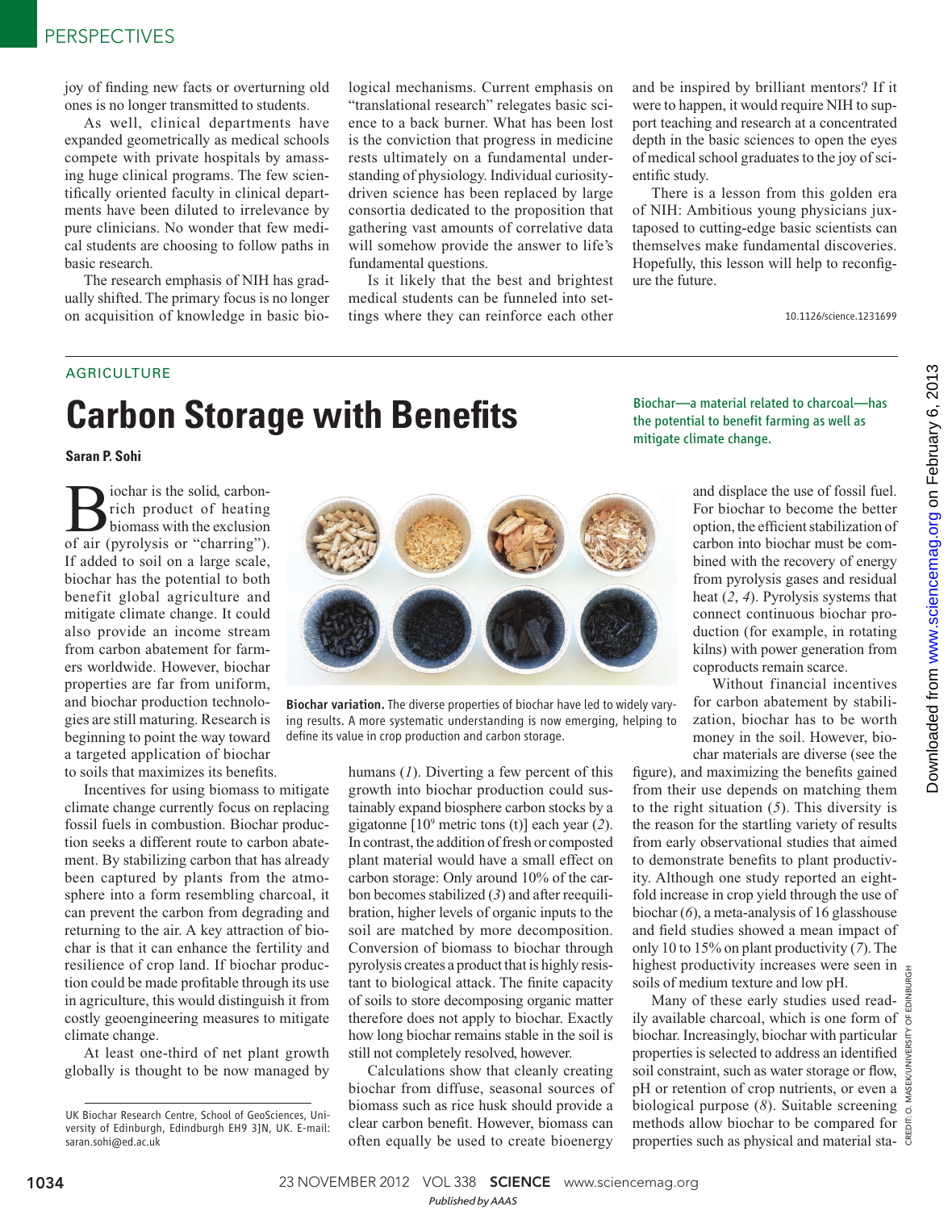joy of finding new facts or overturning old ones is no longer transmitted to students.

As well, clinical departments have expanded geometrically as medical schools compete with private hospitals by amassing huge clinical programs. The few scientifically oriented faculty in clinical departments have been diluted to irrelevance by pure clinicians. No wonder that few medical students are choosing to follow paths in basic research.

The research emphasis of NIH has gradually shifted. The primary focus is no longer on acquisition of knowledge in basic biological mechanisms. Current emphasis on "translational research" relegates basic science to a back burner. What has been lost is the conviction that progress in medicine rests ultimately on a fundamental understanding of physiology. Individual curiosity-driven science has been replaced by large consortia dedicated to the proposition that gathering vast amounts of correlative data will somehow provide the answer to life's fundamental questions.

Is it likely that the best and brightest medical students can be funneled into settings where they can reinforce each other and be inspired by brilliant mentors? If it were to happen, it would require NIH to support teaching and research at a concentrated depth in the basic sciences to open the eyes of medical school graduates to the joy of scientific study.

There is a lesson from this golden era of NIH: Ambitious young physicians juxtaposed to cutting-edge basic scientists can themselves make fundamental discoveries. Hopefully, this lesson will help to reconfigure the future.

10.1126/science.1231699

AGRICULTURE

# Carbon Storage with Benefits

**Saran P. Sohi**

*Biochar—a material related to charcoal—has the potential to benefit farming as well as mitigate climate change.*

Biochar is the solid, carbon-rich product of heating biomass with the exclusion of air (pyrolysis or "charring"). If added to soil on a large scale, biochar has the potential to both benefit global agriculture and mitigate climate change. It could also provide an income stream from carbon abatement for farmers worldwide. However, biochar properties are far from uniform, and biochar production technologies are still maturing. Research is beginning to point the way toward a targeted application of biochar to soils that maximizes its benefits.

**Biochar variation.** The diverse properties of biochar have led to widely varying results. A more systematic understanding is now emerging, helping to define its value in crop production and carbon storage.

Incentives for using biomass to mitigate climate change currently focus on replacing fossil fuels in combustion. Biochar production seeks a different route to carbon abatement. By stabilizing carbon that has already been captured by plants from the atmosphere into a form resembling charcoal, it can prevent the carbon from degrading and returning to the air. A key attraction of biochar is that it can enhance the fertility and resilience of crop land. If biochar production could be made profitable through its use in agriculture, this would distinguish it from costly geoengineering measures to mitigate climate change.

At least one-third of net plant growth globally is thought to be now managed by humans (*1*). Diverting a few percent of this growth into biochar production could sustainably expand biosphere carbon stocks by a gigatonne [$10^9$ metric tons (t)] each year (*2*). In contrast, the addition of fresh or composted plant material would have a small effect on carbon storage: Only around 10% of the carbon becomes stabilized (*3*) and after reequilibration, higher levels of organic inputs to the soil are matched by more decomposition. Conversion of biomass to biochar through pyrolysis creates a product that is highly resistant to biological attack. The finite capacity of soils to store decomposing organic matter therefore does not apply to biochar. Exactly how long biochar remains stable in the soil is still not completely resolved, however.

Calculations show that cleanly creating biochar from diffuse, seasonal sources of biomass such as rice husk should provide a clear carbon benefit. However, biomass can often equally be used to create bioenergy and displace the use of fossil fuel. For biochar to become the better option, the efficient stabilization of carbon into biochar must be combined with the recovery of energy from pyrolysis gases and residual heat (*2*, *4*). Pyrolysis systems that connect continuous biochar production (for example, in rotating kilns) with power generation from coproducts remain scarce.

Without financial incentives for carbon abatement by stabilization, biochar has to be worth money in the soil. However, biochar materials are diverse (see the figure), and maximizing the benefits gained from their use depends on matching them to the right situation (*5*). This diversity is the reason for the startling variety of results from early observational studies that aimed to demonstrate benefits to plant productivity. Although one study reported an eightfold increase in crop yield through the use of biochar (*6*), a meta-analysis of 16 glasshouse and field studies showed a mean impact of only 10 to 15% on plant productivity (*7*). The highest productivity increases were seen in soils of medium texture and low pH.

Many of these early studies used readily available charcoal, which is one form of biochar. Increasingly, biochar with particular properties is selected to address an identified soil constraint, such as water storage or flow, pH or retention of crop nutrients, or even a biological purpose (*8*). Suitable screening methods allow biochar to be compared for properties such as physical and material sta-

UK Biochar Research Centre, School of GeoSciences, University of Edinburgh, Edindburgh EH9 3JN, UK. E-mail: saran.sohi@ed.ac.uk